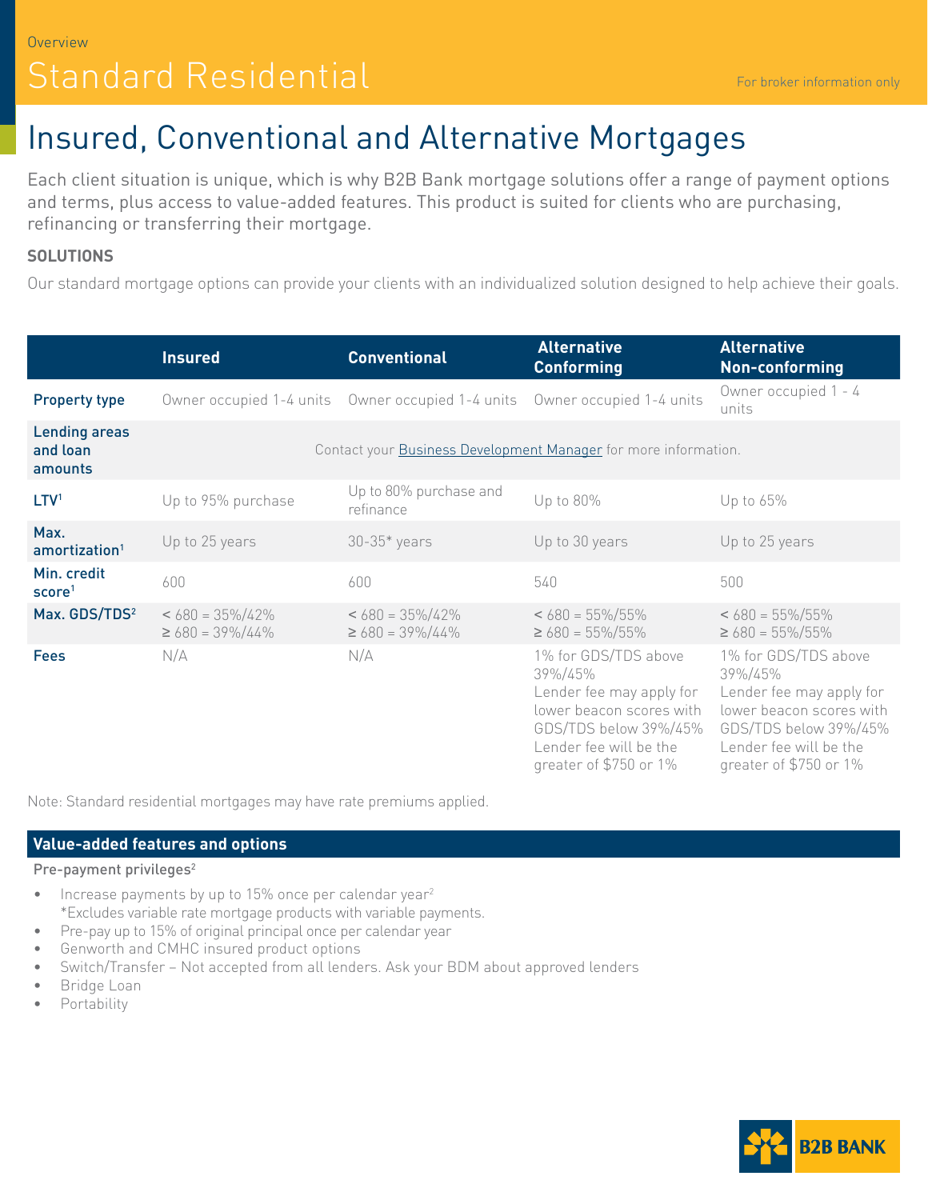Overview

# Standard Residential

For broker information only

## Insured, Conventional and Alternative Mortgages

Each client situation is unique, which is why B2B Bank mortgage solutions offer a range of payment options and terms, plus access to value-added features. This product is suited for clients who are purchasing, refinancing or transferring their mortgage.

### SOLUTIONS

Our standard mortgage options can provide your clients with an individualized solution designed to help achieve their goals.

| | Insured | Conventional | Alternative Conforming | Alternative Non-conforming |
|---|---|---|---|---|
| Property type | Owner occupied 1-4 units | Owner occupied 1-4 units | Owner occupied 1-4 units | Owner occupied 1 - 4 units |
| Lending areas and loan amounts | Contact your Business Development Manager for more information. | | | |
| LTV[1] | Up to 95% purchase | Up to 80% purchase and refinance | Up to 80% | Up to 65% |
| Max. amortization[1] | Up to 25 years | 30-35* years | Up to 30 years | Up to 25 years |
| Min. credit score[1] | 600 | 600 | 540 | 500 |
| Max. GDS/TDS[2] | < 680 = 35%/42%<br>≥ 680 = 39%/44% | < 680 = 35%/42%<br>≥ 680 = 39%/44% | < 680 = 55%/55%<br>≥ 680 = 55%/55% | < 680 = 55%/55%<br>≥ 680 = 55%/55% |
| Fees | N/A | N/A | 1% for GDS/TDS above 39%/45%<br>Lender fee may apply for lower beacon scores with GDS/TDS below 39%/45%<br>Lender fee will be the greater of $750 or 1% | 1% for GDS/TDS above 39%/45%<br>Lender fee may apply for lower beacon scores with GDS/TDS below 39%/45%<br>Lender fee will be the greater of $750 or 1% |

Note: Standard residential mortgages may have rate premiums applied.

### Value-added features and options

**Pre-payment privileges[2]**

- Increase payments by up to 15% once per calendar year[2]
  *Excludes variable rate mortgage products with variable payments.
- Pre-pay up to 15% of original principal once per calendar year
- Genworth and CMHC insured product options
- Switch/Transfer – Not accepted from all lenders. Ask your BDM about approved lenders
- Bridge Loan
- Portability

B2B BANK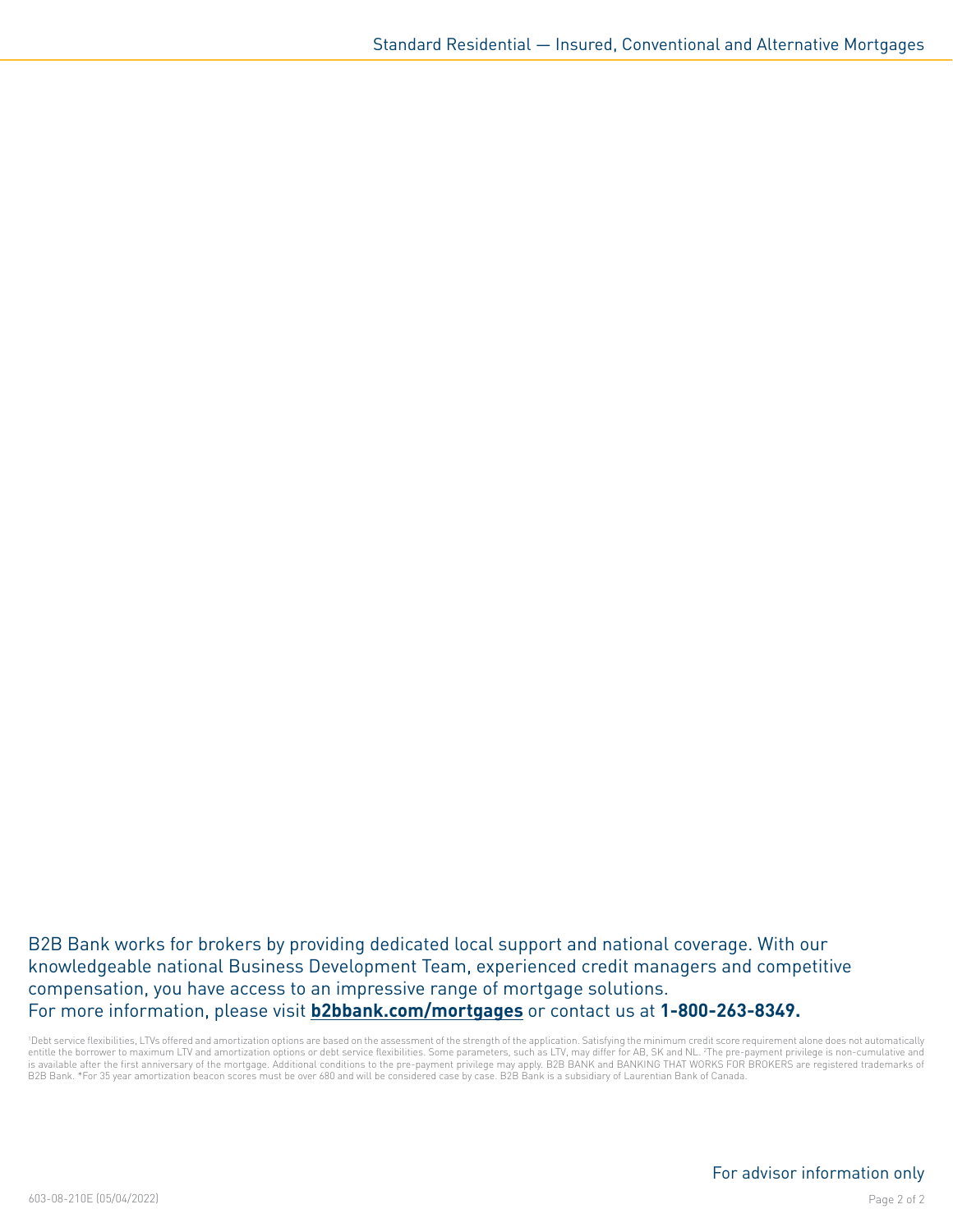B2B Bank works for brokers by providing dedicated local support and national coverage. With our knowledgeable national Business Development Team, experienced credit managers and competitive compensation, you have access to an impressive range of mortgage solutions.
For more information, please visit **b2bbank.com/mortgages** or contact us at **1-800-263-8349.**

[1]Debt service flexibilities, LTVs offered and amortization options are based on the assessment of the strength of the application. Satisfying the minimum credit score requirement alone does not automatically entitle the borrower to maximum LTV and amortization options or debt service flexibilities. Some parameters, such as LTV, may differ for AB, SK and NL. [2]The pre-payment privilege is non-cumulative and is available after the first anniversary of the mortgage. Additional conditions to the pre-payment privilege may apply. B2B BANK and BANKING THAT WORKS FOR BROKERS are registered trademarks of B2B Bank. *For 35 year amortization beacon scores must be over 680 and will be considered case by case. B2B Bank is a subsidiary of Laurentian Bank of Canada.

For advisor information only

603-08-210E (05/04/2022)